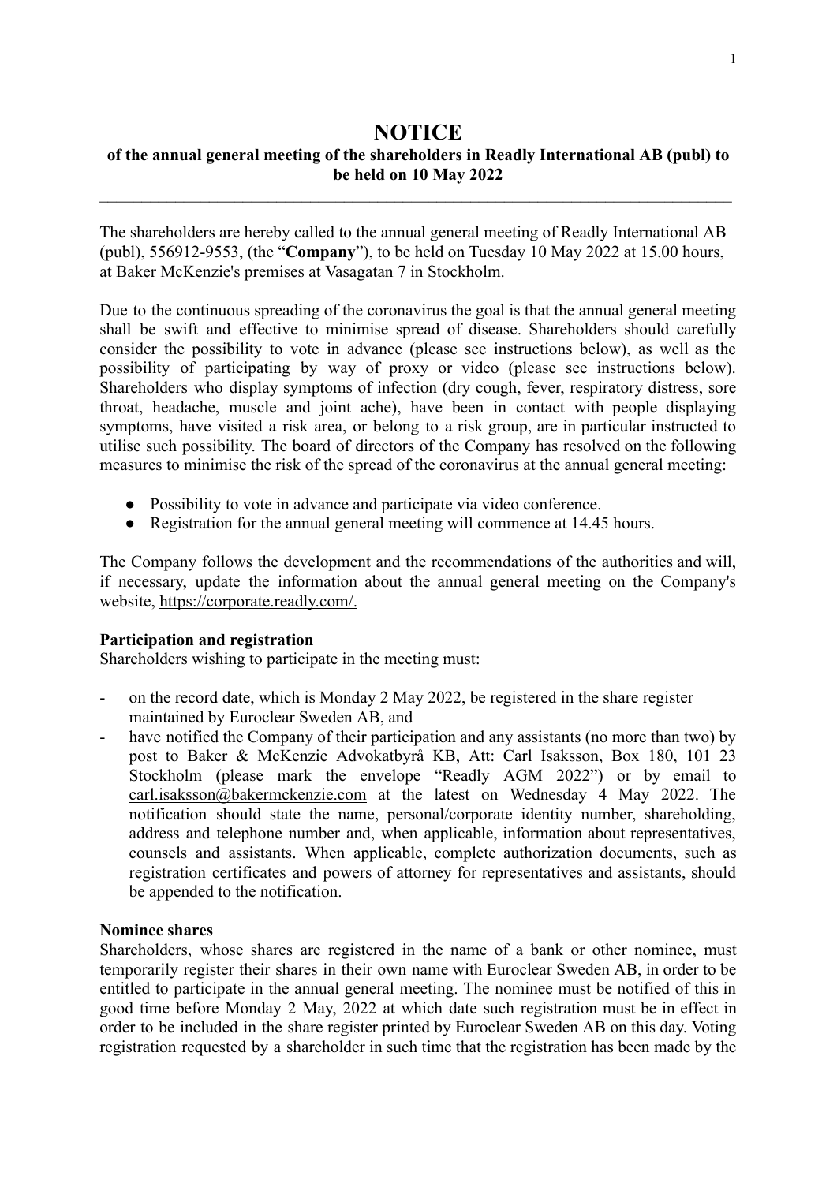# NOTICE

**of the annual general meeting of the shareholders in Readly International AB (publ) to be held on 10 May 2022**

---

The shareholders are hereby called to the annual general meeting of Readly International AB (publ), 556912-9553, (the "**Company**"), to be held on Tuesday 10 May 2022 at 15.00 hours, at Baker McKenzie's premises at Vasagatan 7 in Stockholm.

Due to the continuous spreading of the coronavirus the goal is that the annual general meeting shall be swift and effective to minimise spread of disease. Shareholders should carefully consider the possibility to vote in advance (please see instructions below), as well as the possibility of participating by way of proxy or video (please see instructions below). Shareholders who display symptoms of infection (dry cough, fever, respiratory distress, sore throat, headache, muscle and joint ache), have been in contact with people displaying symptoms, have visited a risk area, or belong to a risk group, are in particular instructed to utilise such possibility. The board of directors of the Company has resolved on the following measures to minimise the risk of the spread of the coronavirus at the annual general meeting:

- Possibility to vote in advance and participate via video conference.
- Registration for the annual general meeting will commence at 14.45 hours.

The Company follows the development and the recommendations of the authorities and will, if necessary, update the information about the annual general meeting on the Company's website, https://corporate.readly.com/.

**Participation and registration**

Shareholders wishing to participate in the meeting must:

- on the record date, which is Monday 2 May 2022, be registered in the share register maintained by Euroclear Sweden AB, and
- have notified the Company of their participation and any assistants (no more than two) by post to Baker & McKenzie Advokatbyrå KB, Att: Carl Isaksson, Box 180, 101 23 Stockholm (please mark the envelope "Readly AGM 2022") or by email to carl.isaksson@bakermckenzie.com at the latest on Wednesday 4 May 2022. The notification should state the name, personal/corporate identity number, shareholding, address and telephone number and, when applicable, information about representatives, counsels and assistants. When applicable, complete authorization documents, such as registration certificates and powers of attorney for representatives and assistants, should be appended to the notification.

**Nominee shares**

Shareholders, whose shares are registered in the name of a bank or other nominee, must temporarily register their shares in their own name with Euroclear Sweden AB, in order to be entitled to participate in the annual general meeting. The nominee must be notified of this in good time before Monday 2 May, 2022 at which date such registration must be in effect in order to be included in the share register printed by Euroclear Sweden AB on this day. Voting registration requested by a shareholder in such time that the registration has been made by the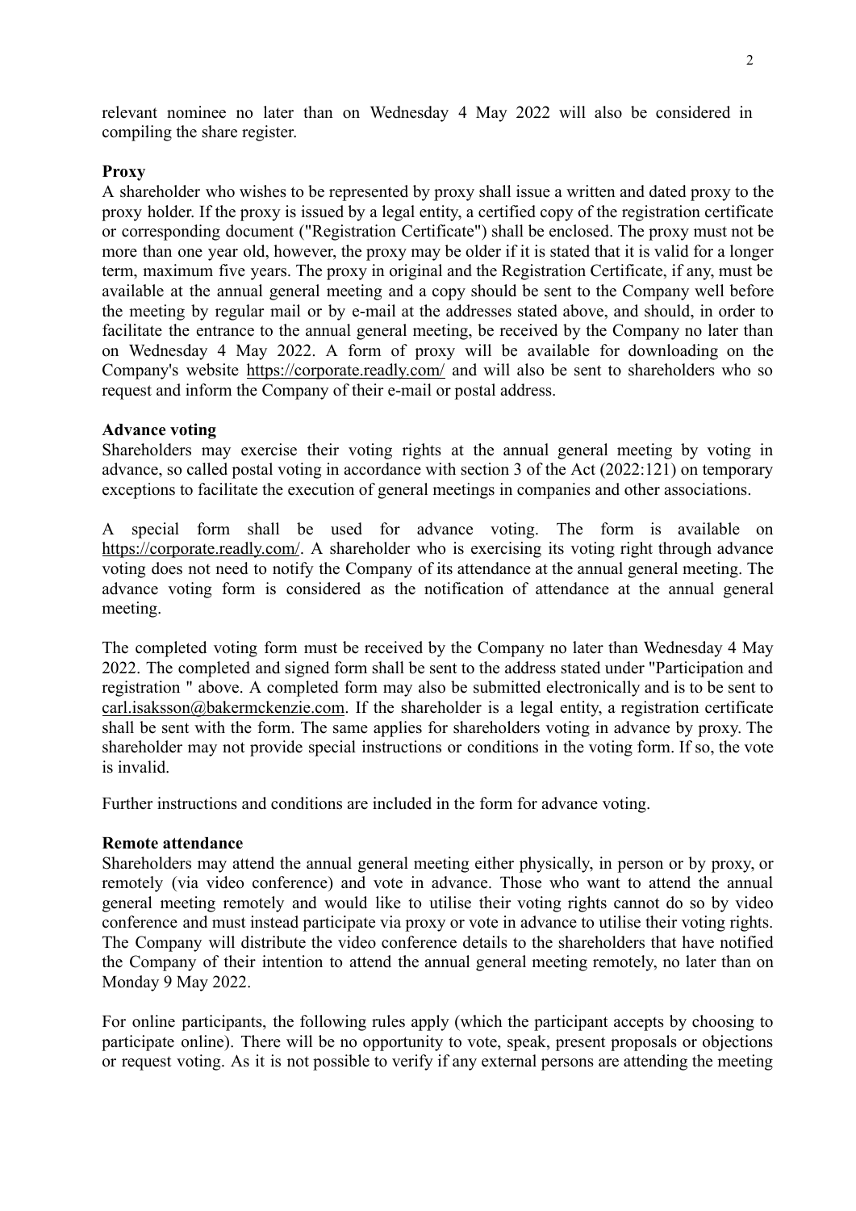relevant nominee no later than on Wednesday 4 May 2022 will also be considered in compiling the share register.

**Proxy**

A shareholder who wishes to be represented by proxy shall issue a written and dated proxy to the proxy holder. If the proxy is issued by a legal entity, a certified copy of the registration certificate or corresponding document ("Registration Certificate") shall be enclosed. The proxy must not be more than one year old, however, the proxy may be older if it is stated that it is valid for a longer term, maximum five years. The proxy in original and the Registration Certificate, if any, must be available at the annual general meeting and a copy should be sent to the Company well before the meeting by regular mail or by e-mail at the addresses stated above, and should, in order to facilitate the entrance to the annual general meeting, be received by the Company no later than on Wednesday 4 May 2022. A form of proxy will be available for downloading on the Company's website https://corporate.readly.com/ and will also be sent to shareholders who so request and inform the Company of their e-mail or postal address.

**Advance voting**

Shareholders may exercise their voting rights at the annual general meeting by voting in advance, so called postal voting in accordance with section 3 of the Act (2022:121) on temporary exceptions to facilitate the execution of general meetings in companies and other associations.

A special form shall be used for advance voting. The form is available on https://corporate.readly.com/. A shareholder who is exercising its voting right through advance voting does not need to notify the Company of its attendance at the annual general meeting. The advance voting form is considered as the notification of attendance at the annual general meeting.

The completed voting form must be received by the Company no later than Wednesday 4 May 2022. The completed and signed form shall be sent to the address stated under "Participation and registration " above. A completed form may also be submitted electronically and is to be sent to carl.isaksson@bakermckenzie.com. If the shareholder is a legal entity, a registration certificate shall be sent with the form. The same applies for shareholders voting in advance by proxy. The shareholder may not provide special instructions or conditions in the voting form. If so, the vote is invalid.

Further instructions and conditions are included in the form for advance voting.

**Remote attendance**

Shareholders may attend the annual general meeting either physically, in person or by proxy, or remotely (via video conference) and vote in advance. Those who want to attend the annual general meeting remotely and would like to utilise their voting rights cannot do so by video conference and must instead participate via proxy or vote in advance to utilise their voting rights. The Company will distribute the video conference details to the shareholders that have notified the Company of their intention to attend the annual general meeting remotely, no later than on Monday 9 May 2022.

For online participants, the following rules apply (which the participant accepts by choosing to participate online). There will be no opportunity to vote, speak, present proposals or objections or request voting. As it is not possible to verify if any external persons are attending the meeting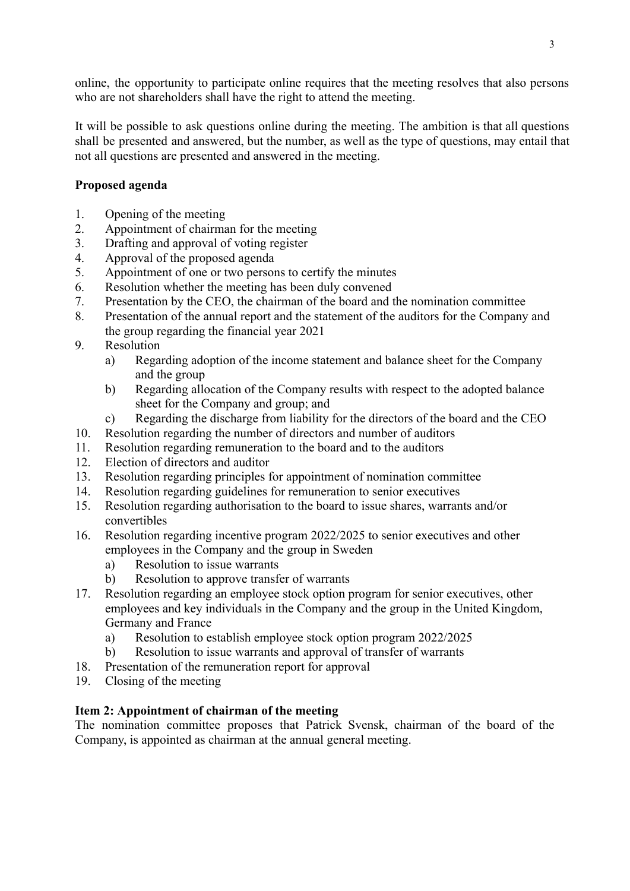online, the opportunity to participate online requires that the meeting resolves that also persons who are not shareholders shall have the right to attend the meeting.

It will be possible to ask questions online during the meeting. The ambition is that all questions shall be presented and answered, but the number, as well as the type of questions, may entail that not all questions are presented and answered in the meeting.

**Proposed agenda**

1. Opening of the meeting
2. Appointment of chairman for the meeting
3. Drafting and approval of voting register
4. Approval of the proposed agenda
5. Appointment of one or two persons to certify the minutes
6. Resolution whether the meeting has been duly convened
7. Presentation by the CEO, the chairman of the board and the nomination committee
8. Presentation of the annual report and the statement of the auditors for the Company and the group regarding the financial year 2021
9. Resolution
   a) Regarding adoption of the income statement and balance sheet for the Company and the group
   b) Regarding allocation of the Company results with respect to the adopted balance sheet for the Company and group; and
   c) Regarding the discharge from liability for the directors of the board and the CEO
10. Resolution regarding the number of directors and number of auditors
11. Resolution regarding remuneration to the board and to the auditors
12. Election of directors and auditor
13. Resolution regarding principles for appointment of nomination committee
14. Resolution regarding guidelines for remuneration to senior executives
15. Resolution regarding authorisation to the board to issue shares, warrants and/or convertibles
16. Resolution regarding incentive program 2022/2025 to senior executives and other employees in the Company and the group in Sweden
    a) Resolution to issue warrants
    b) Resolution to approve transfer of warrants
17. Resolution regarding an employee stock option program for senior executives, other employees and key individuals in the Company and the group in the United Kingdom, Germany and France
    a) Resolution to establish employee stock option program 2022/2025
    b) Resolution to issue warrants and approval of transfer of warrants
18. Presentation of the remuneration report for approval
19. Closing of the meeting

**Item 2: Appointment of chairman of the meeting**

The nomination committee proposes that Patrick Svensk, chairman of the board of the Company, is appointed as chairman at the annual general meeting.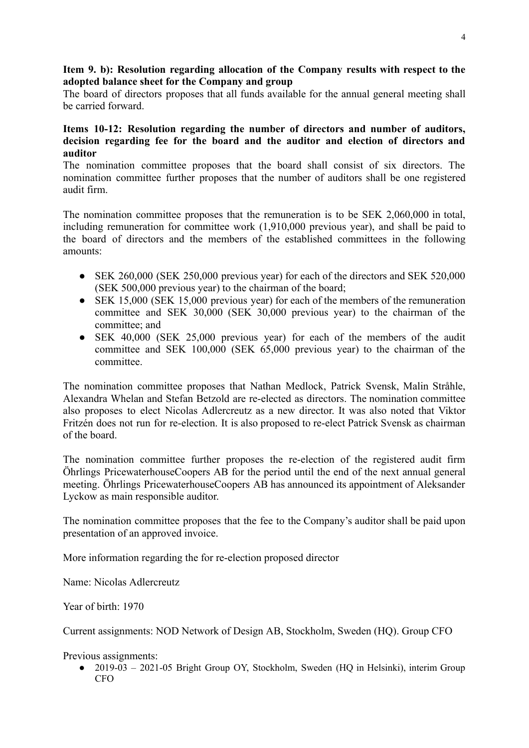**Item 9. b): Resolution regarding allocation of the Company results with respect to the adopted balance sheet for the Company and group**

The board of directors proposes that all funds available for the annual general meeting shall be carried forward.

**Items 10-12: Resolution regarding the number of directors and number of auditors, decision regarding fee for the board and the auditor and election of directors and auditor**

The nomination committee proposes that the board shall consist of six directors. The nomination committee further proposes that the number of auditors shall be one registered audit firm.

The nomination committee proposes that the remuneration is to be SEK 2,060,000 in total, including remuneration for committee work (1,910,000 previous year), and shall be paid to the board of directors and the members of the established committees in the following amounts:

- SEK 260,000 (SEK 250,000 previous year) for each of the directors and SEK 520,000 (SEK 500,000 previous year) to the chairman of the board;
- SEK 15,000 (SEK 15,000 previous year) for each of the members of the remuneration committee and SEK 30,000 (SEK 30,000 previous year) to the chairman of the committee; and
- SEK 40,000 (SEK 25,000 previous year) for each of the members of the audit committee and SEK 100,000 (SEK 65,000 previous year) to the chairman of the committee.

The nomination committee proposes that Nathan Medlock, Patrick Svensk, Malin Stråhle, Alexandra Whelan and Stefan Betzold are re-elected as directors. The nomination committee also proposes to elect Nicolas Adlercreutz as a new director. It was also noted that Viktor Fritzén does not run for re-election. It is also proposed to re-elect Patrick Svensk as chairman of the board.

The nomination committee further proposes the re-election of the registered audit firm Öhrlings PricewaterhouseCoopers AB for the period until the end of the next annual general meeting. Öhrlings PricewaterhouseCoopers AB has announced its appointment of Aleksander Lyckow as main responsible auditor.

The nomination committee proposes that the fee to the Company's auditor shall be paid upon presentation of an approved invoice.

More information regarding the for re-election proposed director

Name: Nicolas Adlercreutz

Year of birth: 1970

Current assignments: NOD Network of Design AB, Stockholm, Sweden (HQ). Group CFO

Previous assignments:

- 2019-03 – 2021-05 Bright Group OY, Stockholm, Sweden (HQ in Helsinki), interim Group CFO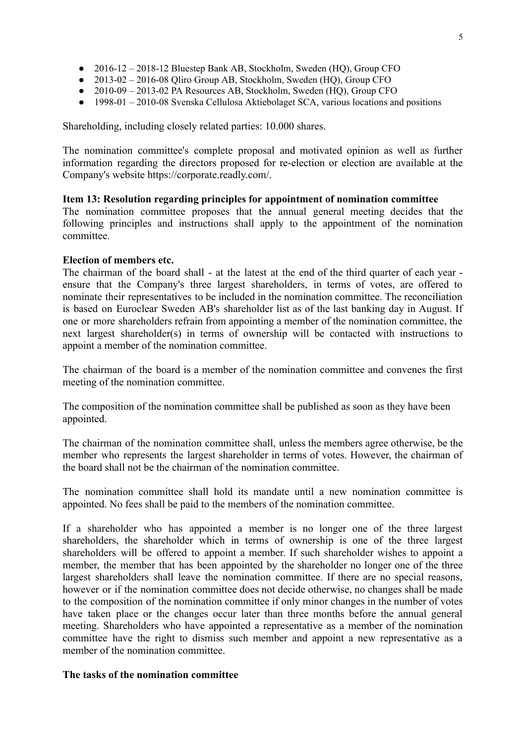- 2016-12 – 2018-12 Bluestep Bank AB, Stockholm, Sweden (HQ), Group CFO
- 2013-02 – 2016-08 Qliro Group AB, Stockholm, Sweden (HQ), Group CFO
- 2010-09 – 2013-02 PA Resources AB, Stockholm, Sweden (HQ), Group CFO
- 1998-01 – 2010-08 Svenska Cellulosa Aktiebolaget SCA, various locations and positions

Shareholding, including closely related parties: 10.000 shares.

The nomination committee's complete proposal and motivated opinion as well as further information regarding the directors proposed for re-election or election are available at the Company's website https://corporate.readly.com/.

**Item 13: Resolution regarding principles for appointment of nomination committee**

The nomination committee proposes that the annual general meeting decides that the following principles and instructions shall apply to the appointment of the nomination committee.

**Election of members etc.**

The chairman of the board shall - at the latest at the end of the third quarter of each year - ensure that the Company's three largest shareholders, in terms of votes, are offered to nominate their representatives to be included in the nomination committee. The reconciliation is based on Euroclear Sweden AB's shareholder list as of the last banking day in August. If one or more shareholders refrain from appointing a member of the nomination committee, the next largest shareholder(s) in terms of ownership will be contacted with instructions to appoint a member of the nomination committee.

The chairman of the board is a member of the nomination committee and convenes the first meeting of the nomination committee.

The composition of the nomination committee shall be published as soon as they have been appointed.

The chairman of the nomination committee shall, unless the members agree otherwise, be the member who represents the largest shareholder in terms of votes. However, the chairman of the board shall not be the chairman of the nomination committee.

The nomination committee shall hold its mandate until a new nomination committee is appointed. No fees shall be paid to the members of the nomination committee.

If a shareholder who has appointed a member is no longer one of the three largest shareholders, the shareholder which in terms of ownership is one of the three largest shareholders will be offered to appoint a member. If such shareholder wishes to appoint a member, the member that has been appointed by the shareholder no longer one of the three largest shareholders shall leave the nomination committee. If there are no special reasons, however or if the nomination committee does not decide otherwise, no changes shall be made to the composition of the nomination committee if only minor changes in the number of votes have taken place or the changes occur later than three months before the annual general meeting. Shareholders who have appointed a representative as a member of the nomination committee have the right to dismiss such member and appoint a new representative as a member of the nomination committee.

**The tasks of the nomination committee**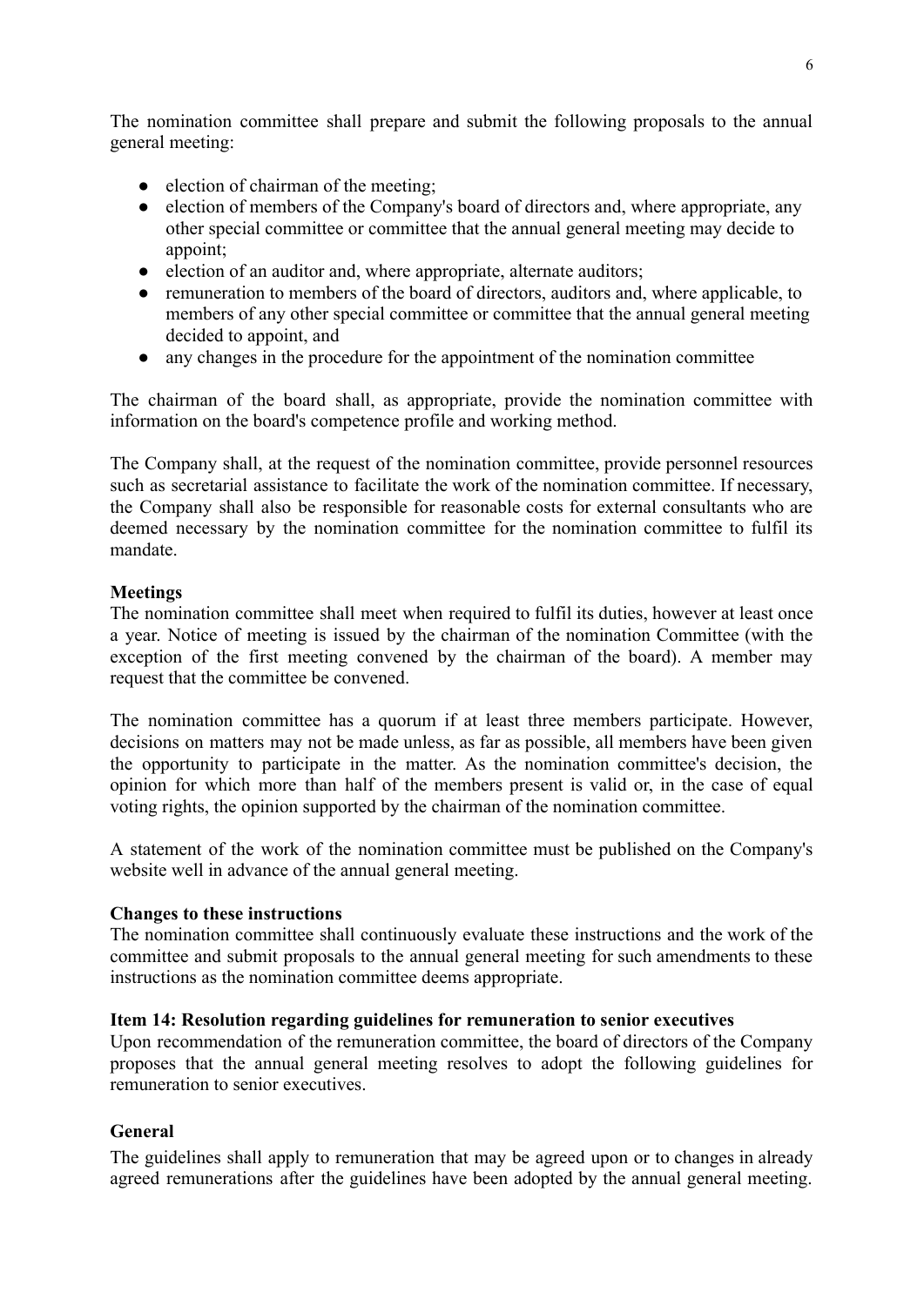The nomination committee shall prepare and submit the following proposals to the annual general meeting:

- election of chairman of the meeting;
- election of members of the Company's board of directors and, where appropriate, any other special committee or committee that the annual general meeting may decide to appoint;
- election of an auditor and, where appropriate, alternate auditors;
- remuneration to members of the board of directors, auditors and, where applicable, to members of any other special committee or committee that the annual general meeting decided to appoint, and
- any changes in the procedure for the appointment of the nomination committee

The chairman of the board shall, as appropriate, provide the nomination committee with information on the board's competence profile and working method.

The Company shall, at the request of the nomination committee, provide personnel resources such as secretarial assistance to facilitate the work of the nomination committee. If necessary, the Company shall also be responsible for reasonable costs for external consultants who are deemed necessary by the nomination committee for the nomination committee to fulfil its mandate.

**Meetings**

The nomination committee shall meet when required to fulfil its duties, however at least once a year. Notice of meeting is issued by the chairman of the nomination Committee (with the exception of the first meeting convened by the chairman of the board). A member may request that the committee be convened.

The nomination committee has a quorum if at least three members participate. However, decisions on matters may not be made unless, as far as possible, all members have been given the opportunity to participate in the matter. As the nomination committee's decision, the opinion for which more than half of the members present is valid or, in the case of equal voting rights, the opinion supported by the chairman of the nomination committee.

A statement of the work of the nomination committee must be published on the Company's website well in advance of the annual general meeting.

**Changes to these instructions**

The nomination committee shall continuously evaluate these instructions and the work of the committee and submit proposals to the annual general meeting for such amendments to these instructions as the nomination committee deems appropriate.

**Item 14: Resolution regarding guidelines for remuneration to senior executives**

Upon recommendation of the remuneration committee, the board of directors of the Company proposes that the annual general meeting resolves to adopt the following guidelines for remuneration to senior executives.

**General**

The guidelines shall apply to remuneration that may be agreed upon or to changes in already agreed remunerations after the guidelines have been adopted by the annual general meeting.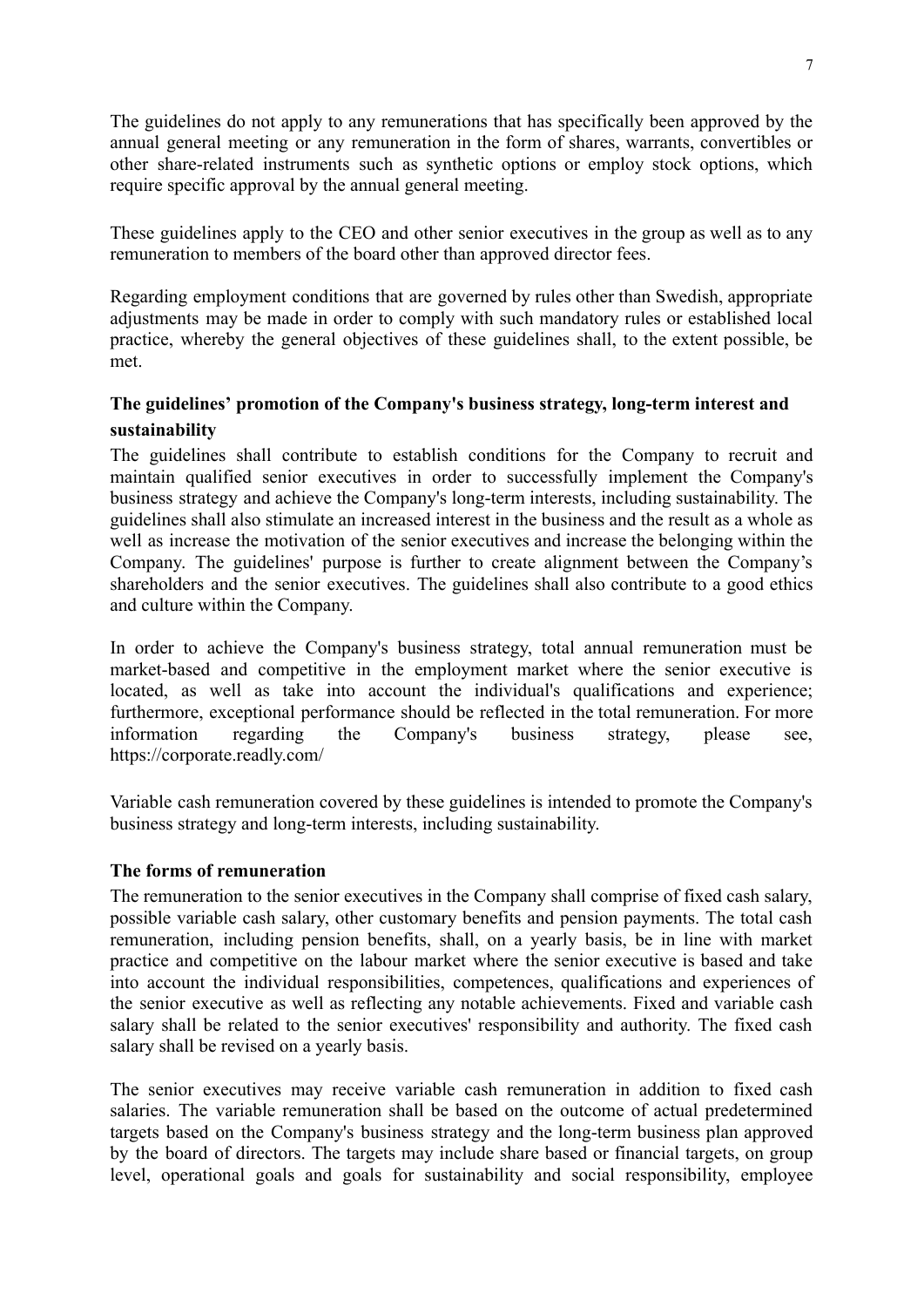The guidelines do not apply to any remunerations that has specifically been approved by the annual general meeting or any remuneration in the form of shares, warrants, convertibles or other share-related instruments such as synthetic options or employ stock options, which require specific approval by the annual general meeting.

These guidelines apply to the CEO and other senior executives in the group as well as to any remuneration to members of the board other than approved director fees.

Regarding employment conditions that are governed by rules other than Swedish, appropriate adjustments may be made in order to comply with such mandatory rules or established local practice, whereby the general objectives of these guidelines shall, to the extent possible, be met.

**The guidelines' promotion of the Company's business strategy, long-term interest and sustainability**

The guidelines shall contribute to establish conditions for the Company to recruit and maintain qualified senior executives in order to successfully implement the Company's business strategy and achieve the Company's long-term interests, including sustainability. The guidelines shall also stimulate an increased interest in the business and the result as a whole as well as increase the motivation of the senior executives and increase the belonging within the Company. The guidelines' purpose is further to create alignment between the Company's shareholders and the senior executives. The guidelines shall also contribute to a good ethics and culture within the Company.

In order to achieve the Company's business strategy, total annual remuneration must be market-based and competitive in the employment market where the senior executive is located, as well as take into account the individual's qualifications and experience; furthermore, exceptional performance should be reflected in the total remuneration. For more information regarding the Company's business strategy, please see, https://corporate.readly.com/

Variable cash remuneration covered by these guidelines is intended to promote the Company's business strategy and long-term interests, including sustainability.

**The forms of remuneration**

The remuneration to the senior executives in the Company shall comprise of fixed cash salary, possible variable cash salary, other customary benefits and pension payments. The total cash remuneration, including pension benefits, shall, on a yearly basis, be in line with market practice and competitive on the labour market where the senior executive is based and take into account the individual responsibilities, competences, qualifications and experiences of the senior executive as well as reflecting any notable achievements. Fixed and variable cash salary shall be related to the senior executives' responsibility and authority. The fixed cash salary shall be revised on a yearly basis.

The senior executives may receive variable cash remuneration in addition to fixed cash salaries. The variable remuneration shall be based on the outcome of actual predetermined targets based on the Company's business strategy and the long-term business plan approved by the board of directors. The targets may include share based or financial targets, on group level, operational goals and goals for sustainability and social responsibility, employee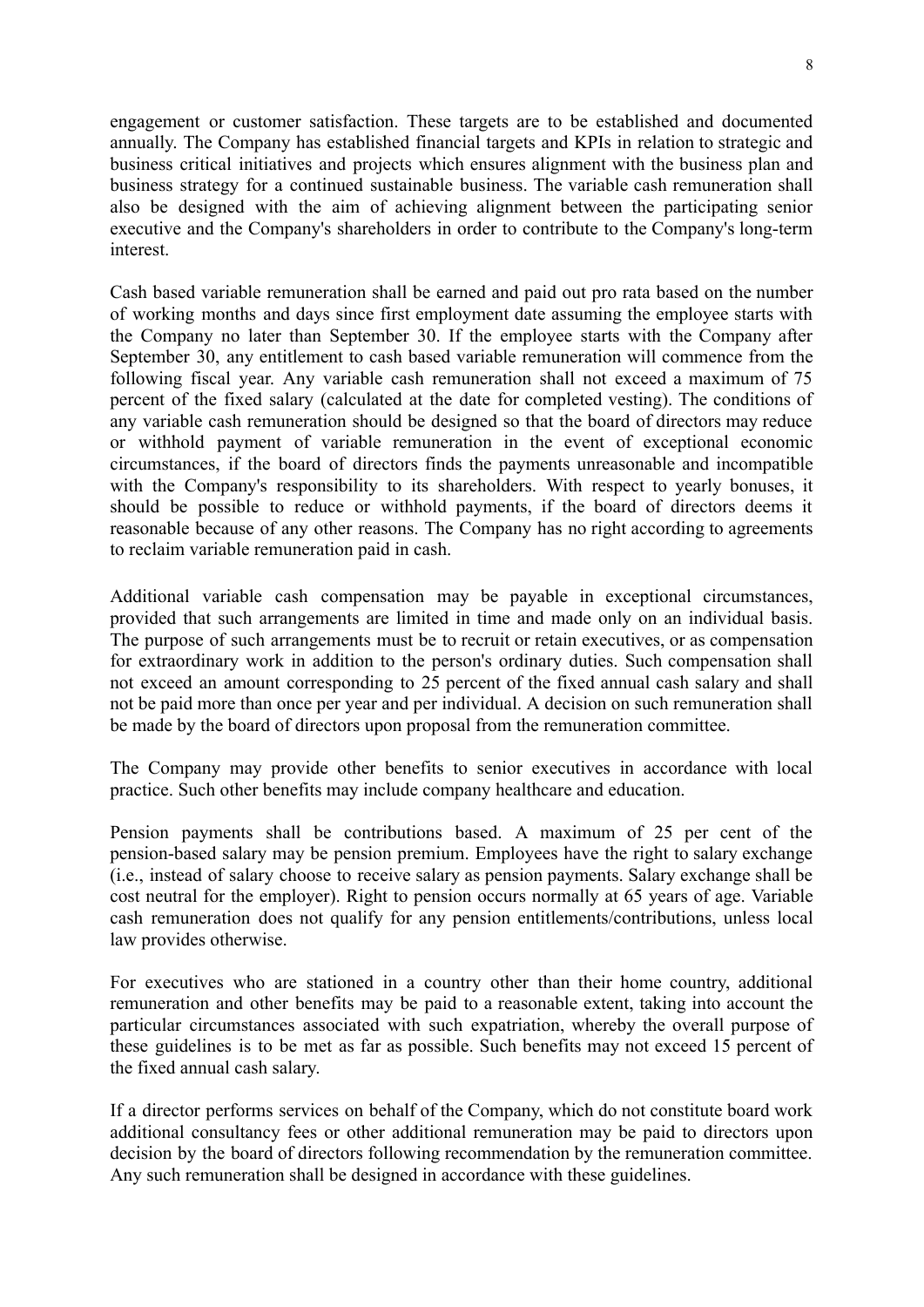engagement or customer satisfaction. These targets are to be established and documented annually. The Company has established financial targets and KPIs in relation to strategic and business critical initiatives and projects which ensures alignment with the business plan and business strategy for a continued sustainable business. The variable cash remuneration shall also be designed with the aim of achieving alignment between the participating senior executive and the Company's shareholders in order to contribute to the Company's long-term interest.

Cash based variable remuneration shall be earned and paid out pro rata based on the number of working months and days since first employment date assuming the employee starts with the Company no later than September 30. If the employee starts with the Company after September 30, any entitlement to cash based variable remuneration will commence from the following fiscal year. Any variable cash remuneration shall not exceed a maximum of 75 percent of the fixed salary (calculated at the date for completed vesting). The conditions of any variable cash remuneration should be designed so that the board of directors may reduce or withhold payment of variable remuneration in the event of exceptional economic circumstances, if the board of directors finds the payments unreasonable and incompatible with the Company's responsibility to its shareholders. With respect to yearly bonuses, it should be possible to reduce or withhold payments, if the board of directors deems it reasonable because of any other reasons. The Company has no right according to agreements to reclaim variable remuneration paid in cash.

Additional variable cash compensation may be payable in exceptional circumstances, provided that such arrangements are limited in time and made only on an individual basis. The purpose of such arrangements must be to recruit or retain executives, or as compensation for extraordinary work in addition to the person's ordinary duties. Such compensation shall not exceed an amount corresponding to 25 percent of the fixed annual cash salary and shall not be paid more than once per year and per individual. A decision on such remuneration shall be made by the board of directors upon proposal from the remuneration committee.

The Company may provide other benefits to senior executives in accordance with local practice. Such other benefits may include company healthcare and education.

Pension payments shall be contributions based. A maximum of 25 per cent of the pension-based salary may be pension premium. Employees have the right to salary exchange (i.e., instead of salary choose to receive salary as pension payments. Salary exchange shall be cost neutral for the employer). Right to pension occurs normally at 65 years of age. Variable cash remuneration does not qualify for any pension entitlements/contributions, unless local law provides otherwise.

For executives who are stationed in a country other than their home country, additional remuneration and other benefits may be paid to a reasonable extent, taking into account the particular circumstances associated with such expatriation, whereby the overall purpose of these guidelines is to be met as far as possible. Such benefits may not exceed 15 percent of the fixed annual cash salary.

If a director performs services on behalf of the Company, which do not constitute board work additional consultancy fees or other additional remuneration may be paid to directors upon decision by the board of directors following recommendation by the remuneration committee. Any such remuneration shall be designed in accordance with these guidelines.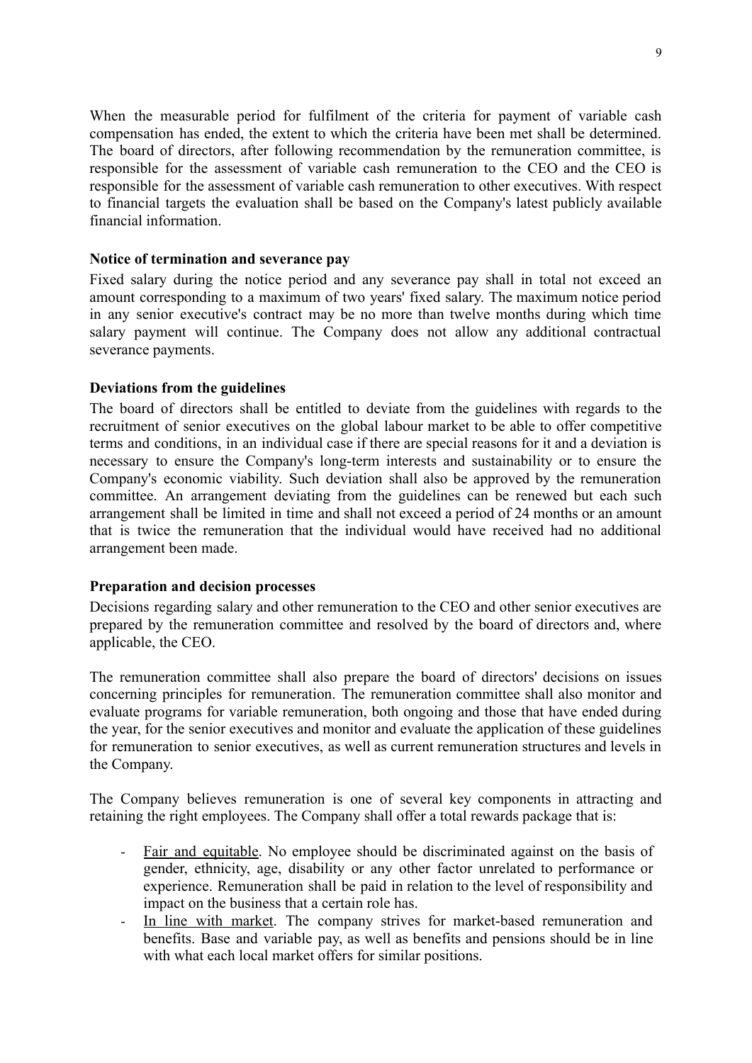When the measurable period for fulfilment of the criteria for payment of variable cash compensation has ended, the extent to which the criteria have been met shall be determined. The board of directors, after following recommendation by the remuneration committee, is responsible for the assessment of variable cash remuneration to the CEO and the CEO is responsible for the assessment of variable cash remuneration to other executives. With respect to financial targets the evaluation shall be based on the Company's latest publicly available financial information.

**Notice of termination and severance pay**

Fixed salary during the notice period and any severance pay shall in total not exceed an amount corresponding to a maximum of two years' fixed salary. The maximum notice period in any senior executive's contract may be no more than twelve months during which time salary payment will continue. The Company does not allow any additional contractual severance payments.

**Deviations from the guidelines**

The board of directors shall be entitled to deviate from the guidelines with regards to the recruitment of senior executives on the global labour market to be able to offer competitive terms and conditions, in an individual case if there are special reasons for it and a deviation is necessary to ensure the Company's long-term interests and sustainability or to ensure the Company's economic viability. Such deviation shall also be approved by the remuneration committee. An arrangement deviating from the guidelines can be renewed but each such arrangement shall be limited in time and shall not exceed a period of 24 months or an amount that is twice the remuneration that the individual would have received had no additional arrangement been made.

**Preparation and decision processes**

Decisions regarding salary and other remuneration to the CEO and other senior executives are prepared by the remuneration committee and resolved by the board of directors and, where applicable, the CEO.

The remuneration committee shall also prepare the board of directors' decisions on issues concerning principles for remuneration. The remuneration committee shall also monitor and evaluate programs for variable remuneration, both ongoing and those that have ended during the year, for the senior executives and monitor and evaluate the application of these guidelines for remuneration to senior executives, as well as current remuneration structures and levels in the Company.

The Company believes remuneration is one of several key components in attracting and retaining the right employees. The Company shall offer a total rewards package that is:

- Fair and equitable. No employee should be discriminated against on the basis of gender, ethnicity, age, disability or any other factor unrelated to performance or experience. Remuneration shall be paid in relation to the level of responsibility and impact on the business that a certain role has.
- In line with market. The company strives for market-based remuneration and benefits. Base and variable pay, as well as benefits and pensions should be in line with what each local market offers for similar positions.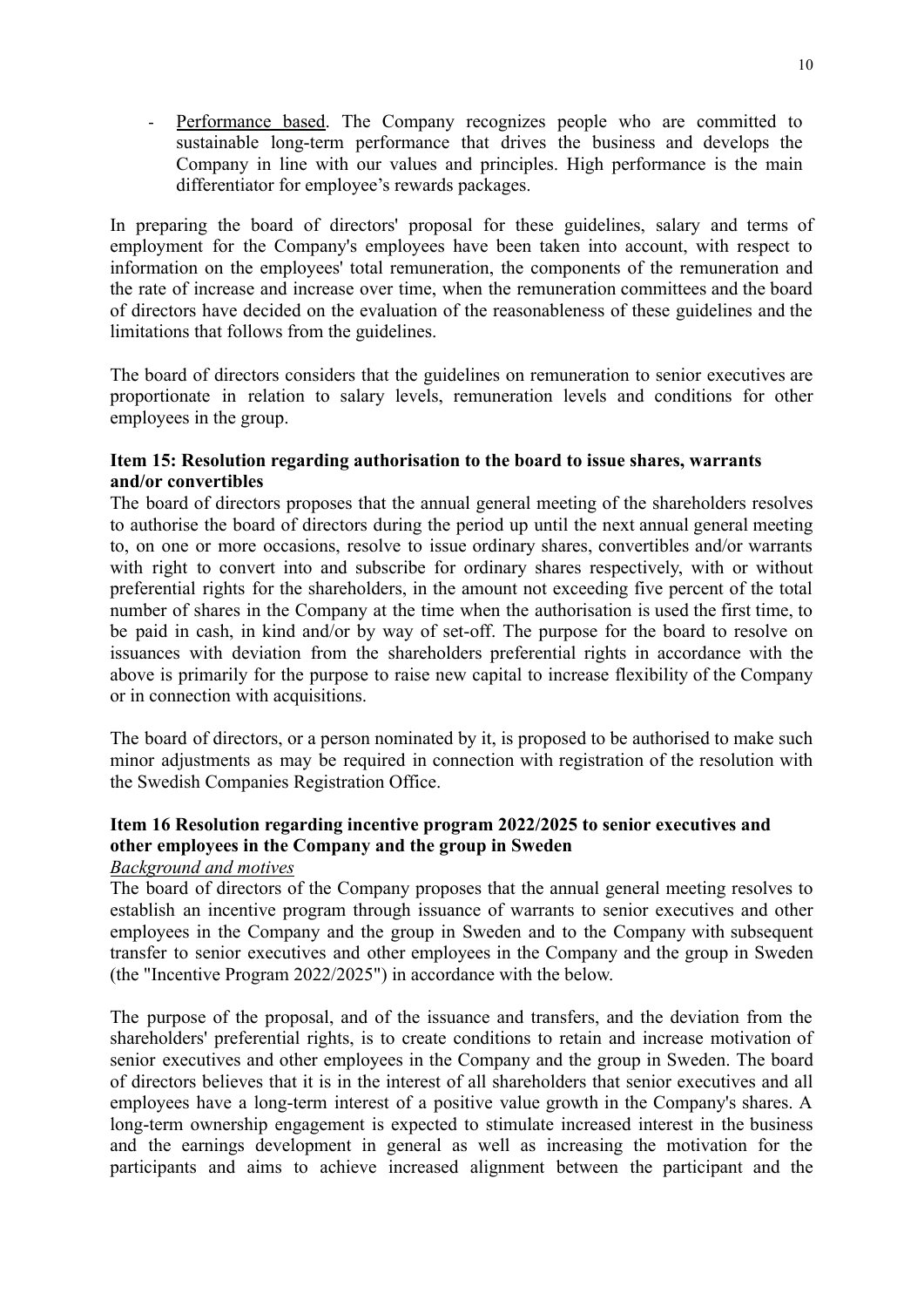- Performance based. The Company recognizes people who are committed to sustainable long-term performance that drives the business and develops the Company in line with our values and principles. High performance is the main differentiator for employee's rewards packages.

In preparing the board of directors' proposal for these guidelines, salary and terms of employment for the Company's employees have been taken into account, with respect to information on the employees' total remuneration, the components of the remuneration and the rate of increase and increase over time, when the remuneration committees and the board of directors have decided on the evaluation of the reasonableness of these guidelines and the limitations that follows from the guidelines.

The board of directors considers that the guidelines on remuneration to senior executives are proportionate in relation to salary levels, remuneration levels and conditions for other employees in the group.

**Item 15: Resolution regarding authorisation to the board to issue shares, warrants and/or convertibles**

The board of directors proposes that the annual general meeting of the shareholders resolves to authorise the board of directors during the period up until the next annual general meeting to, on one or more occasions, resolve to issue ordinary shares, convertibles and/or warrants with right to convert into and subscribe for ordinary shares respectively, with or without preferential rights for the shareholders, in the amount not exceeding five percent of the total number of shares in the Company at the time when the authorisation is used the first time, to be paid in cash, in kind and/or by way of set-off. The purpose for the board to resolve on issuances with deviation from the shareholders preferential rights in accordance with the above is primarily for the purpose to raise new capital to increase flexibility of the Company or in connection with acquisitions.

The board of directors, or a person nominated by it, is proposed to be authorised to make such minor adjustments as may be required in connection with registration of the resolution with the Swedish Companies Registration Office.

**Item 16 Resolution regarding incentive program 2022/2025 to senior executives and other employees in the Company and the group in Sweden**

*Background and motives*

The board of directors of the Company proposes that the annual general meeting resolves to establish an incentive program through issuance of warrants to senior executives and other employees in the Company and the group in Sweden and to the Company with subsequent transfer to senior executives and other employees in the Company and the group in Sweden (the "Incentive Program 2022/2025") in accordance with the below.

The purpose of the proposal, and of the issuance and transfers, and the deviation from the shareholders' preferential rights, is to create conditions to retain and increase motivation of senior executives and other employees in the Company and the group in Sweden. The board of directors believes that it is in the interest of all shareholders that senior executives and all employees have a long-term interest of a positive value growth in the Company's shares. A long-term ownership engagement is expected to stimulate increased interest in the business and the earnings development in general as well as increasing the motivation for the participants and aims to achieve increased alignment between the participant and the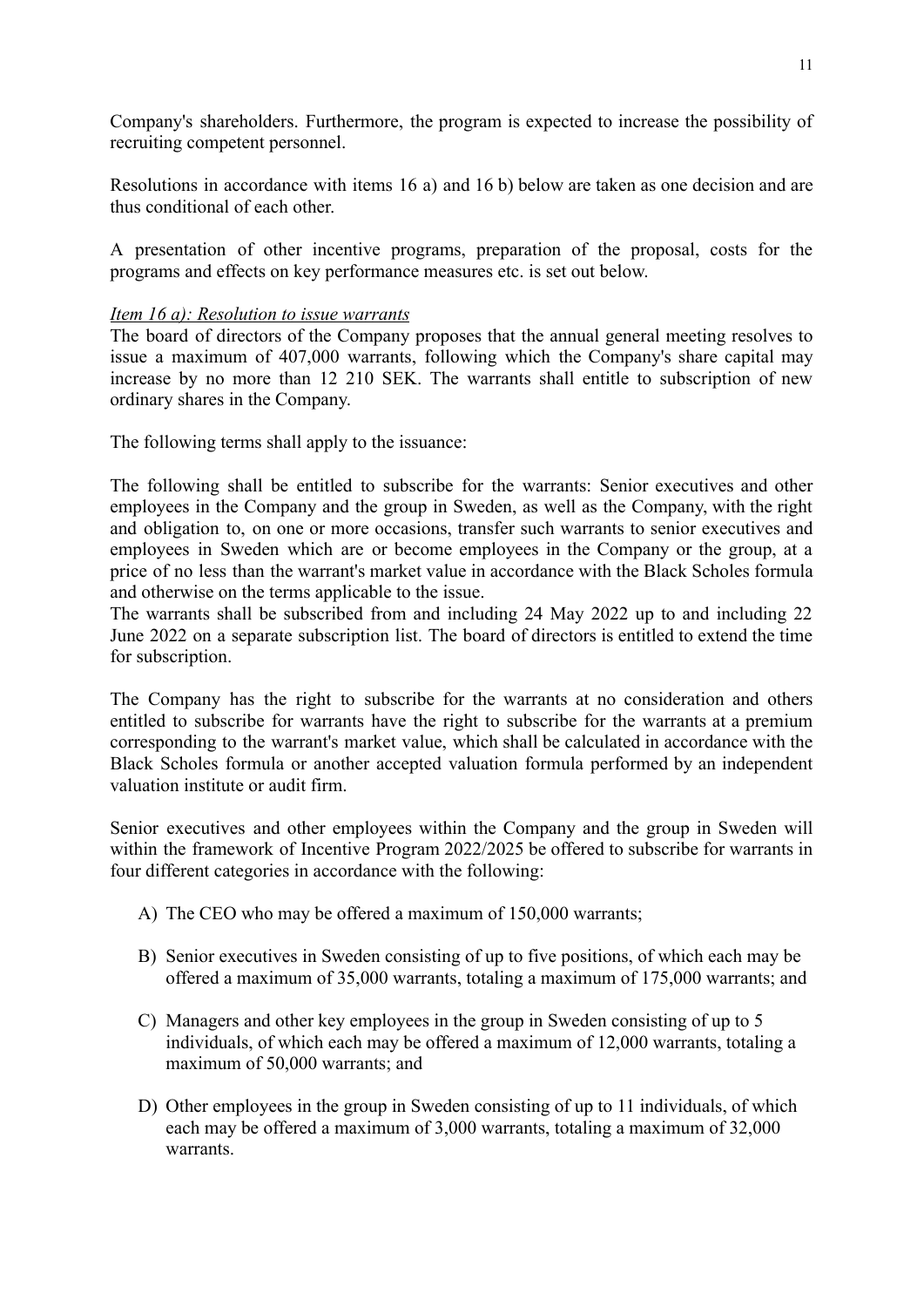Company's shareholders. Furthermore, the program is expected to increase the possibility of recruiting competent personnel.

Resolutions in accordance with items 16 a) and 16 b) below are taken as one decision and are thus conditional of each other.

A presentation of other incentive programs, preparation of the proposal, costs for the programs and effects on key performance measures etc. is set out below.

*Item 16 a): Resolution to issue warrants*

The board of directors of the Company proposes that the annual general meeting resolves to issue a maximum of 407,000 warrants, following which the Company's share capital may increase by no more than 12 210 SEK. The warrants shall entitle to subscription of new ordinary shares in the Company.

The following terms shall apply to the issuance:

The following shall be entitled to subscribe for the warrants: Senior executives and other employees in the Company and the group in Sweden, as well as the Company, with the right and obligation to, on one or more occasions, transfer such warrants to senior executives and employees in Sweden which are or become employees in the Company or the group, at a price of no less than the warrant's market value in accordance with the Black Scholes formula and otherwise on the terms applicable to the issue.

The warrants shall be subscribed from and including 24 May 2022 up to and including 22 June 2022 on a separate subscription list. The board of directors is entitled to extend the time for subscription.

The Company has the right to subscribe for the warrants at no consideration and others entitled to subscribe for warrants have the right to subscribe for the warrants at a premium corresponding to the warrant's market value, which shall be calculated in accordance with the Black Scholes formula or another accepted valuation formula performed by an independent valuation institute or audit firm.

Senior executives and other employees within the Company and the group in Sweden will within the framework of Incentive Program 2022/2025 be offered to subscribe for warrants in four different categories in accordance with the following:

A) The CEO who may be offered a maximum of 150,000 warrants;

B) Senior executives in Sweden consisting of up to five positions, of which each may be offered a maximum of 35,000 warrants, totaling a maximum of 175,000 warrants; and

C) Managers and other key employees in the group in Sweden consisting of up to 5 individuals, of which each may be offered a maximum of 12,000 warrants, totaling a maximum of 50,000 warrants; and

D) Other employees in the group in Sweden consisting of up to 11 individuals, of which each may be offered a maximum of 3,000 warrants, totaling a maximum of 32,000 warrants.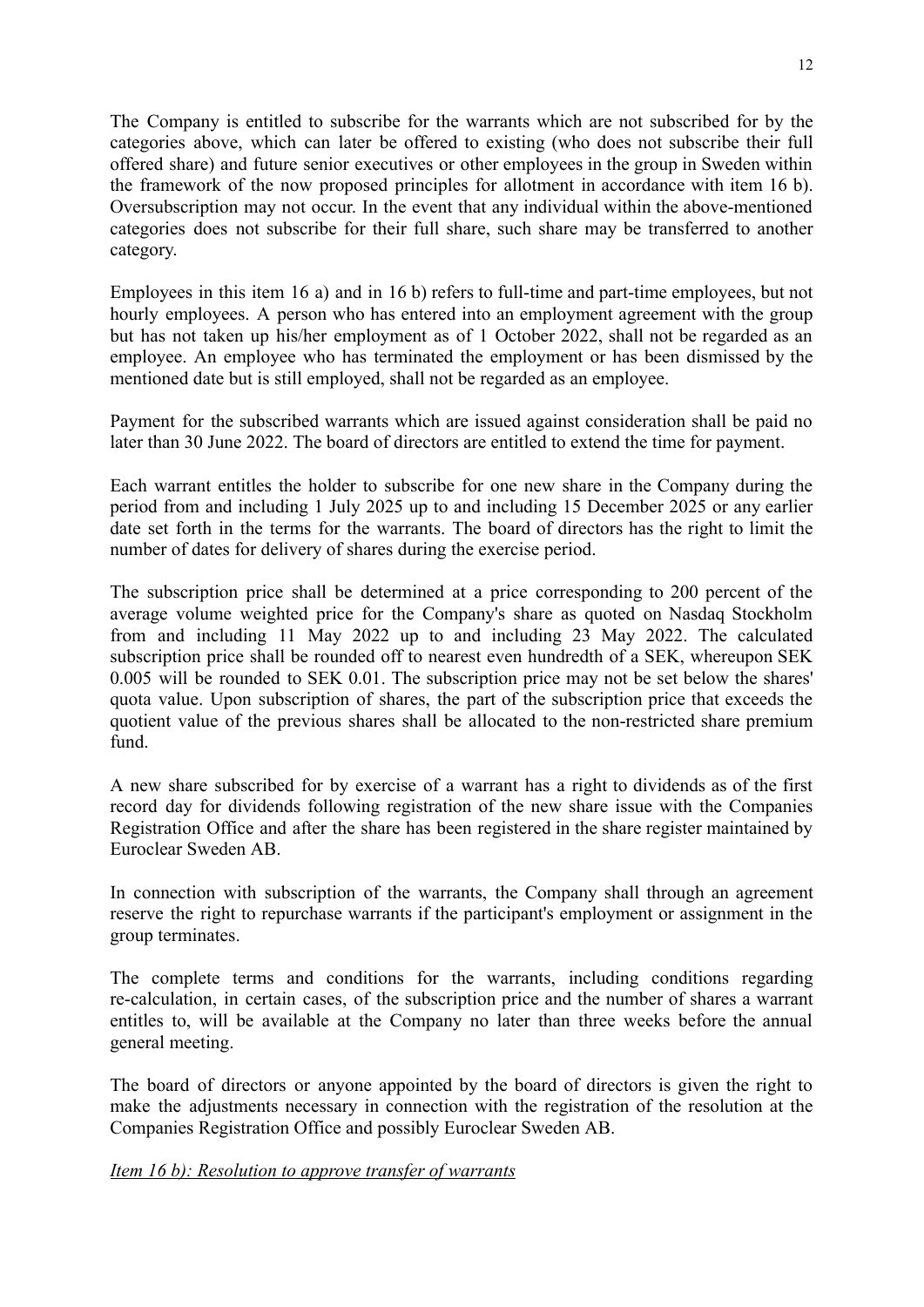The Company is entitled to subscribe for the warrants which are not subscribed for by the categories above, which can later be offered to existing (who does not subscribe their full offered share) and future senior executives or other employees in the group in Sweden within the framework of the now proposed principles for allotment in accordance with item 16 b). Oversubscription may not occur. In the event that any individual within the above-mentioned categories does not subscribe for their full share, such share may be transferred to another category.

Employees in this item 16 a) and in 16 b) refers to full-time and part-time employees, but not hourly employees. A person who has entered into an employment agreement with the group but has not taken up his/her employment as of 1 October 2022, shall not be regarded as an employee. An employee who has terminated the employment or has been dismissed by the mentioned date but is still employed, shall not be regarded as an employee.

Payment for the subscribed warrants which are issued against consideration shall be paid no later than 30 June 2022. The board of directors are entitled to extend the time for payment.

Each warrant entitles the holder to subscribe for one new share in the Company during the period from and including 1 July 2025 up to and including 15 December 2025 or any earlier date set forth in the terms for the warrants. The board of directors has the right to limit the number of dates for delivery of shares during the exercise period.

The subscription price shall be determined at a price corresponding to 200 percent of the average volume weighted price for the Company's share as quoted on Nasdaq Stockholm from and including 11 May 2022 up to and including 23 May 2022. The calculated subscription price shall be rounded off to nearest even hundredth of a SEK, whereupon SEK 0.005 will be rounded to SEK 0.01. The subscription price may not be set below the shares' quota value. Upon subscription of shares, the part of the subscription price that exceeds the quotient value of the previous shares shall be allocated to the non-restricted share premium fund.

A new share subscribed for by exercise of a warrant has a right to dividends as of the first record day for dividends following registration of the new share issue with the Companies Registration Office and after the share has been registered in the share register maintained by Euroclear Sweden AB.

In connection with subscription of the warrants, the Company shall through an agreement reserve the right to repurchase warrants if the participant's employment or assignment in the group terminates.

The complete terms and conditions for the warrants, including conditions regarding re-calculation, in certain cases, of the subscription price and the number of shares a warrant entitles to, will be available at the Company no later than three weeks before the annual general meeting.

The board of directors or anyone appointed by the board of directors is given the right to make the adjustments necessary in connection with the registration of the resolution at the Companies Registration Office and possibly Euroclear Sweden AB.

*Item 16 b): Resolution to approve transfer of warrants*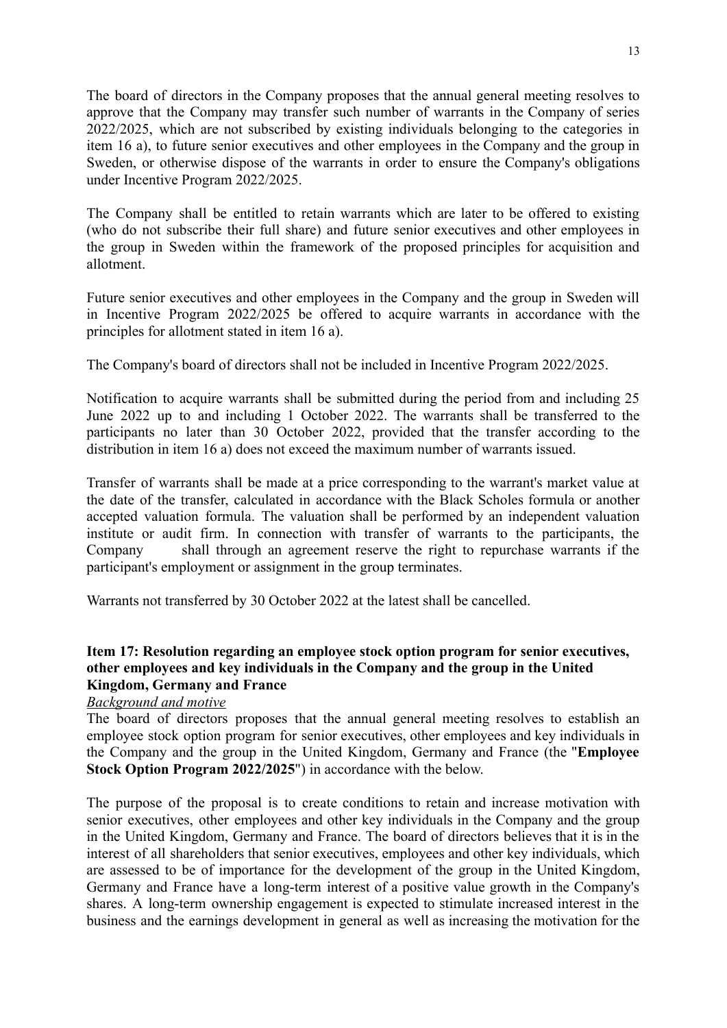The board of directors in the Company proposes that the annual general meeting resolves to approve that the Company may transfer such number of warrants in the Company of series 2022/2025, which are not subscribed by existing individuals belonging to the categories in item 16 a), to future senior executives and other employees in the Company and the group in Sweden, or otherwise dispose of the warrants in order to ensure the Company's obligations under Incentive Program 2022/2025.

The Company shall be entitled to retain warrants which are later to be offered to existing (who do not subscribe their full share) and future senior executives and other employees in the group in Sweden within the framework of the proposed principles for acquisition and allotment.

Future senior executives and other employees in the Company and the group in Sweden will in Incentive Program 2022/2025 be offered to acquire warrants in accordance with the principles for allotment stated in item 16 a).

The Company's board of directors shall not be included in Incentive Program 2022/2025.

Notification to acquire warrants shall be submitted during the period from and including 25 June 2022 up to and including 1 October 2022. The warrants shall be transferred to the participants no later than 30 October 2022, provided that the transfer according to the distribution in item 16 a) does not exceed the maximum number of warrants issued.

Transfer of warrants shall be made at a price corresponding to the warrant's market value at the date of the transfer, calculated in accordance with the Black Scholes formula or another accepted valuation formula. The valuation shall be performed by an independent valuation institute or audit firm. In connection with transfer of warrants to the participants, the Company shall through an agreement reserve the right to repurchase warrants if the participant's employment or assignment in the group terminates.

Warrants not transferred by 30 October 2022 at the latest shall be cancelled.

**Item 17: Resolution regarding an employee stock option program for senior executives, other employees and key individuals in the Company and the group in the United Kingdom, Germany and France**

*Background and motive*

The board of directors proposes that the annual general meeting resolves to establish an employee stock option program for senior executives, other employees and key individuals in the Company and the group in the United Kingdom, Germany and France (the "**Employee Stock Option Program 2022/2025**") in accordance with the below.

The purpose of the proposal is to create conditions to retain and increase motivation with senior executives, other employees and other key individuals in the Company and the group in the United Kingdom, Germany and France. The board of directors believes that it is in the interest of all shareholders that senior executives, employees and other key individuals, which are assessed to be of importance for the development of the group in the United Kingdom, Germany and France have a long-term interest of a positive value growth in the Company's shares. A long-term ownership engagement is expected to stimulate increased interest in the business and the earnings development in general as well as increasing the motivation for the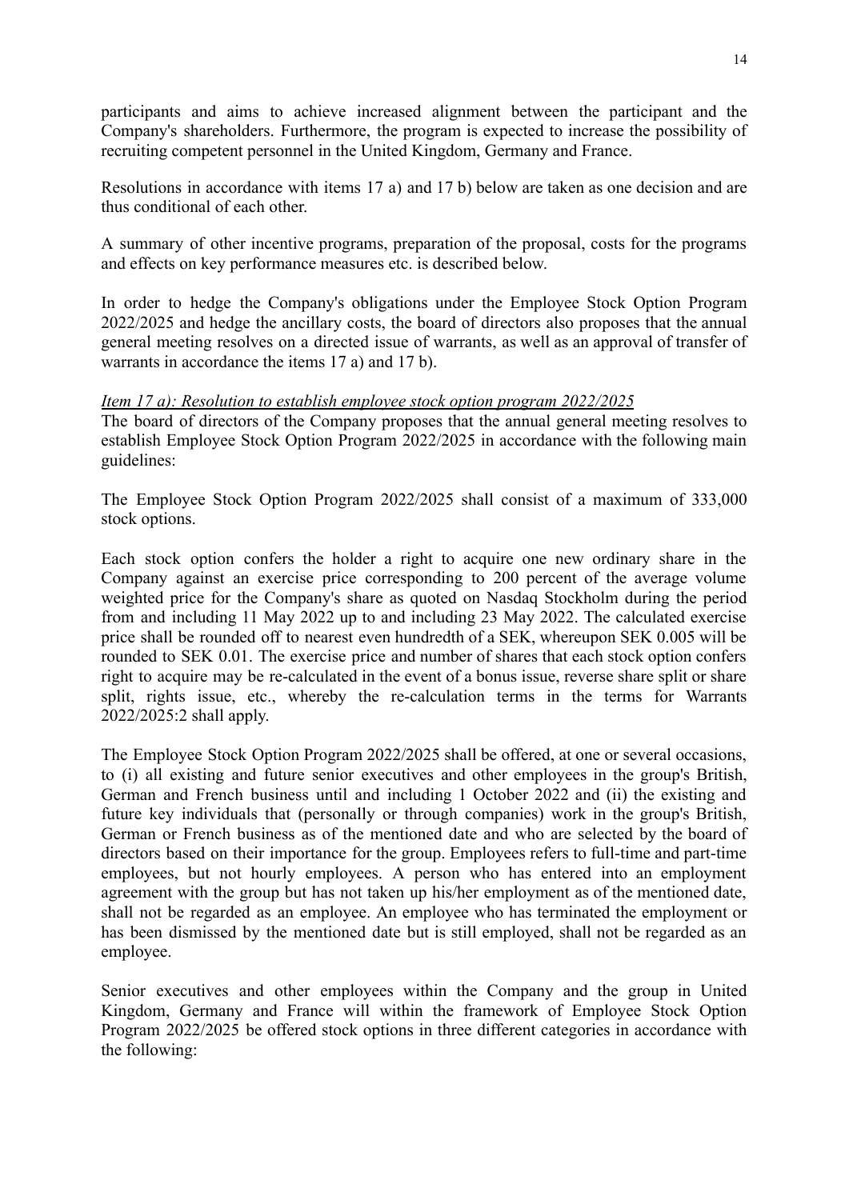participants and aims to achieve increased alignment between the participant and the Company's shareholders. Furthermore, the program is expected to increase the possibility of recruiting competent personnel in the United Kingdom, Germany and France.

Resolutions in accordance with items 17 a) and 17 b) below are taken as one decision and are thus conditional of each other.

A summary of other incentive programs, preparation of the proposal, costs for the programs and effects on key performance measures etc. is described below.

In order to hedge the Company's obligations under the Employee Stock Option Program 2022/2025 and hedge the ancillary costs, the board of directors also proposes that the annual general meeting resolves on a directed issue of warrants, as well as an approval of transfer of warrants in accordance the items 17 a) and 17 b).

*Item 17 a): Resolution to establish employee stock option program 2022/2025*

The board of directors of the Company proposes that the annual general meeting resolves to establish Employee Stock Option Program 2022/2025 in accordance with the following main guidelines:

The Employee Stock Option Program 2022/2025 shall consist of a maximum of 333,000 stock options.

Each stock option confers the holder a right to acquire one new ordinary share in the Company against an exercise price corresponding to 200 percent of the average volume weighted price for the Company's share as quoted on Nasdaq Stockholm during the period from and including 11 May 2022 up to and including 23 May 2022. The calculated exercise price shall be rounded off to nearest even hundredth of a SEK, whereupon SEK 0.005 will be rounded to SEK 0.01. The exercise price and number of shares that each stock option confers right to acquire may be re-calculated in the event of a bonus issue, reverse share split or share split, rights issue, etc., whereby the re-calculation terms in the terms for Warrants 2022/2025:2 shall apply.

The Employee Stock Option Program 2022/2025 shall be offered, at one or several occasions, to (i) all existing and future senior executives and other employees in the group's British, German and French business until and including 1 October 2022 and (ii) the existing and future key individuals that (personally or through companies) work in the group's British, German or French business as of the mentioned date and who are selected by the board of directors based on their importance for the group. Employees refers to full-time and part-time employees, but not hourly employees. A person who has entered into an employment agreement with the group but has not taken up his/her employment as of the mentioned date, shall not be regarded as an employee. An employee who has terminated the employment or has been dismissed by the mentioned date but is still employed, shall not be regarded as an employee.

Senior executives and other employees within the Company and the group in United Kingdom, Germany and France will within the framework of Employee Stock Option Program 2022/2025 be offered stock options in three different categories in accordance with the following: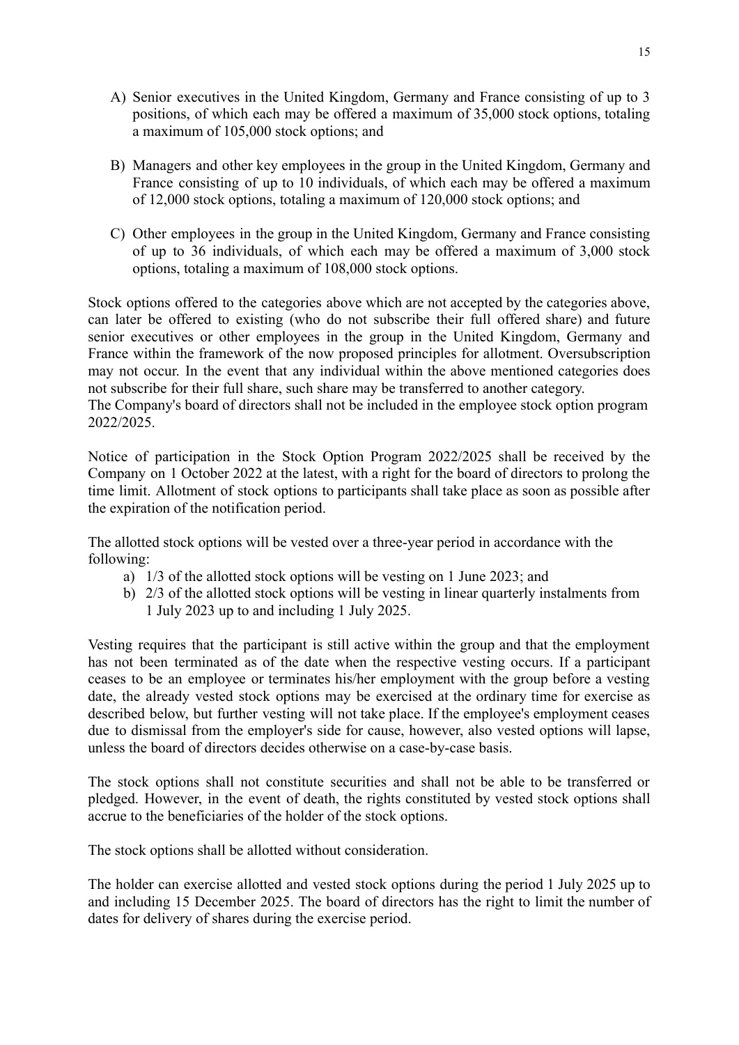A) Senior executives in the United Kingdom, Germany and France consisting of up to 3 positions, of which each may be offered a maximum of 35,000 stock options, totaling a maximum of 105,000 stock options; and

B) Managers and other key employees in the group in the United Kingdom, Germany and France consisting of up to 10 individuals, of which each may be offered a maximum of 12,000 stock options, totaling a maximum of 120,000 stock options; and

C) Other employees in the group in the United Kingdom, Germany and France consisting of up to 36 individuals, of which each may be offered a maximum of 3,000 stock options, totaling a maximum of 108,000 stock options.

Stock options offered to the categories above which are not accepted by the categories above, can later be offered to existing (who do not subscribe their full offered share) and future senior executives or other employees in the group in the United Kingdom, Germany and France within the framework of the now proposed principles for allotment. Oversubscription may not occur. In the event that any individual within the above mentioned categories does not subscribe for their full share, such share may be transferred to another category.
The Company's board of directors shall not be included in the employee stock option program 2022/2025.

Notice of participation in the Stock Option Program 2022/2025 shall be received by the Company on 1 October 2022 at the latest, with a right for the board of directors to prolong the time limit. Allotment of stock options to participants shall take place as soon as possible after the expiration of the notification period.

The allotted stock options will be vested over a three-year period in accordance with the following:

a) 1/3 of the allotted stock options will be vesting on 1 June 2023; and
b) 2/3 of the allotted stock options will be vesting in linear quarterly instalments from 1 July 2023 up to and including 1 July 2025.

Vesting requires that the participant is still active within the group and that the employment has not been terminated as of the date when the respective vesting occurs. If a participant ceases to be an employee or terminates his/her employment with the group before a vesting date, the already vested stock options may be exercised at the ordinary time for exercise as described below, but further vesting will not take place. If the employee's employment ceases due to dismissal from the employer's side for cause, however, also vested options will lapse, unless the board of directors decides otherwise on a case-by-case basis.

The stock options shall not constitute securities and shall not be able to be transferred or pledged. However, in the event of death, the rights constituted by vested stock options shall accrue to the beneficiaries of the holder of the stock options.

The stock options shall be allotted without consideration.

The holder can exercise allotted and vested stock options during the period 1 July 2025 up to and including 15 December 2025. The board of directors has the right to limit the number of dates for delivery of shares during the exercise period.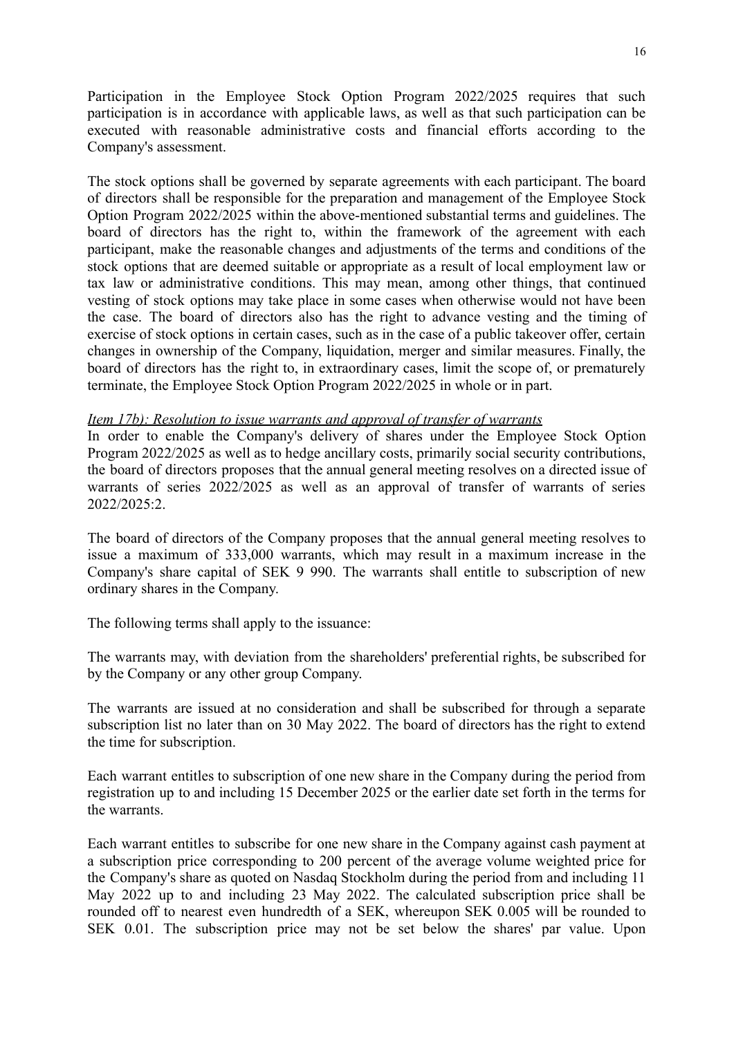Participation in the Employee Stock Option Program 2022/2025 requires that such participation is in accordance with applicable laws, as well as that such participation can be executed with reasonable administrative costs and financial efforts according to the Company's assessment.

The stock options shall be governed by separate agreements with each participant. The board of directors shall be responsible for the preparation and management of the Employee Stock Option Program 2022/2025 within the above-mentioned substantial terms and guidelines. The board of directors has the right to, within the framework of the agreement with each participant, make the reasonable changes and adjustments of the terms and conditions of the stock options that are deemed suitable or appropriate as a result of local employment law or tax law or administrative conditions. This may mean, among other things, that continued vesting of stock options may take place in some cases when otherwise would not have been the case. The board of directors also has the right to advance vesting and the timing of exercise of stock options in certain cases, such as in the case of a public takeover offer, certain changes in ownership of the Company, liquidation, merger and similar measures. Finally, the board of directors has the right to, in extraordinary cases, limit the scope of, or prematurely terminate, the Employee Stock Option Program 2022/2025 in whole or in part.

*Item 17b): Resolution to issue warrants and approval of transfer of warrants*

In order to enable the Company's delivery of shares under the Employee Stock Option Program 2022/2025 as well as to hedge ancillary costs, primarily social security contributions, the board of directors proposes that the annual general meeting resolves on a directed issue of warrants of series 2022/2025 as well as an approval of transfer of warrants of series 2022/2025:2.

The board of directors of the Company proposes that the annual general meeting resolves to issue a maximum of 333,000 warrants, which may result in a maximum increase in the Company's share capital of SEK 9 990. The warrants shall entitle to subscription of new ordinary shares in the Company.

The following terms shall apply to the issuance:

The warrants may, with deviation from the shareholders' preferential rights, be subscribed for by the Company or any other group Company.

The warrants are issued at no consideration and shall be subscribed for through a separate subscription list no later than on 30 May 2022. The board of directors has the right to extend the time for subscription.

Each warrant entitles to subscription of one new share in the Company during the period from registration up to and including 15 December 2025 or the earlier date set forth in the terms for the warrants.

Each warrant entitles to subscribe for one new share in the Company against cash payment at a subscription price corresponding to 200 percent of the average volume weighted price for the Company's share as quoted on Nasdaq Stockholm during the period from and including 11 May 2022 up to and including 23 May 2022. The calculated subscription price shall be rounded off to nearest even hundredth of a SEK, whereupon SEK 0.005 will be rounded to SEK 0.01. The subscription price may not be set below the shares' par value. Upon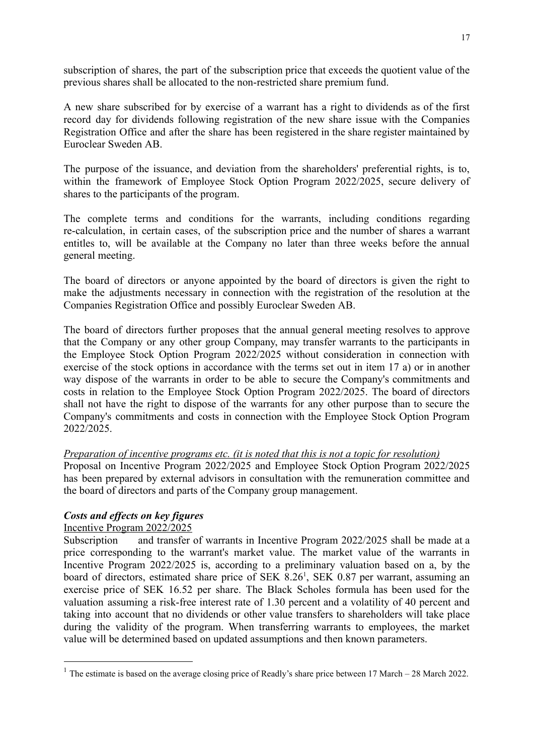subscription of shares, the part of the subscription price that exceeds the quotient value of the previous shares shall be allocated to the non-restricted share premium fund.

A new share subscribed for by exercise of a warrant has a right to dividends as of the first record day for dividends following registration of the new share issue with the Companies Registration Office and after the share has been registered in the share register maintained by Euroclear Sweden AB.

The purpose of the issuance, and deviation from the shareholders' preferential rights, is to, within the framework of Employee Stock Option Program 2022/2025, secure delivery of shares to the participants of the program.

The complete terms and conditions for the warrants, including conditions regarding re-calculation, in certain cases, of the subscription price and the number of shares a warrant entitles to, will be available at the Company no later than three weeks before the annual general meeting.

The board of directors or anyone appointed by the board of directors is given the right to make the adjustments necessary in connection with the registration of the resolution at the Companies Registration Office and possibly Euroclear Sweden AB.

The board of directors further proposes that the annual general meeting resolves to approve that the Company or any other group Company, may transfer warrants to the participants in the Employee Stock Option Program 2022/2025 without consideration in connection with exercise of the stock options in accordance with the terms set out in item 17 a) or in another way dispose of the warrants in order to be able to secure the Company's commitments and costs in relation to the Employee Stock Option Program 2022/2025. The board of directors shall not have the right to dispose of the warrants for any other purpose than to secure the Company's commitments and costs in connection with the Employee Stock Option Program 2022/2025.

*Preparation of incentive programs etc. (it is noted that this is not a topic for resolution)*
Proposal on Incentive Program 2022/2025 and Employee Stock Option Program 2022/2025 has been prepared by external advisors in consultation with the remuneration committee and the board of directors and parts of the Company group management.

***Costs and effects on key figures***

Incentive Program 2022/2025

Subscription and transfer of warrants in Incentive Program 2022/2025 shall be made at a price corresponding to the warrant's market value. The market value of the warrants in Incentive Program 2022/2025 is, according to a preliminary valuation based on a, by the board of directors, estimated share price of SEK 8.26[1], SEK 0.87 per warrant, assuming an exercise price of SEK 16.52 per share. The Black Scholes formula has been used for the valuation assuming a risk-free interest rate of 1.30 percent and a volatility of 40 percent and taking into account that no dividends or other value transfers to shareholders will take place during the validity of the program. When transferring warrants to employees, the market value will be determined based on updated assumptions and then known parameters.

[1] The estimate is based on the average closing price of Readly's share price between 17 March – 28 March 2022.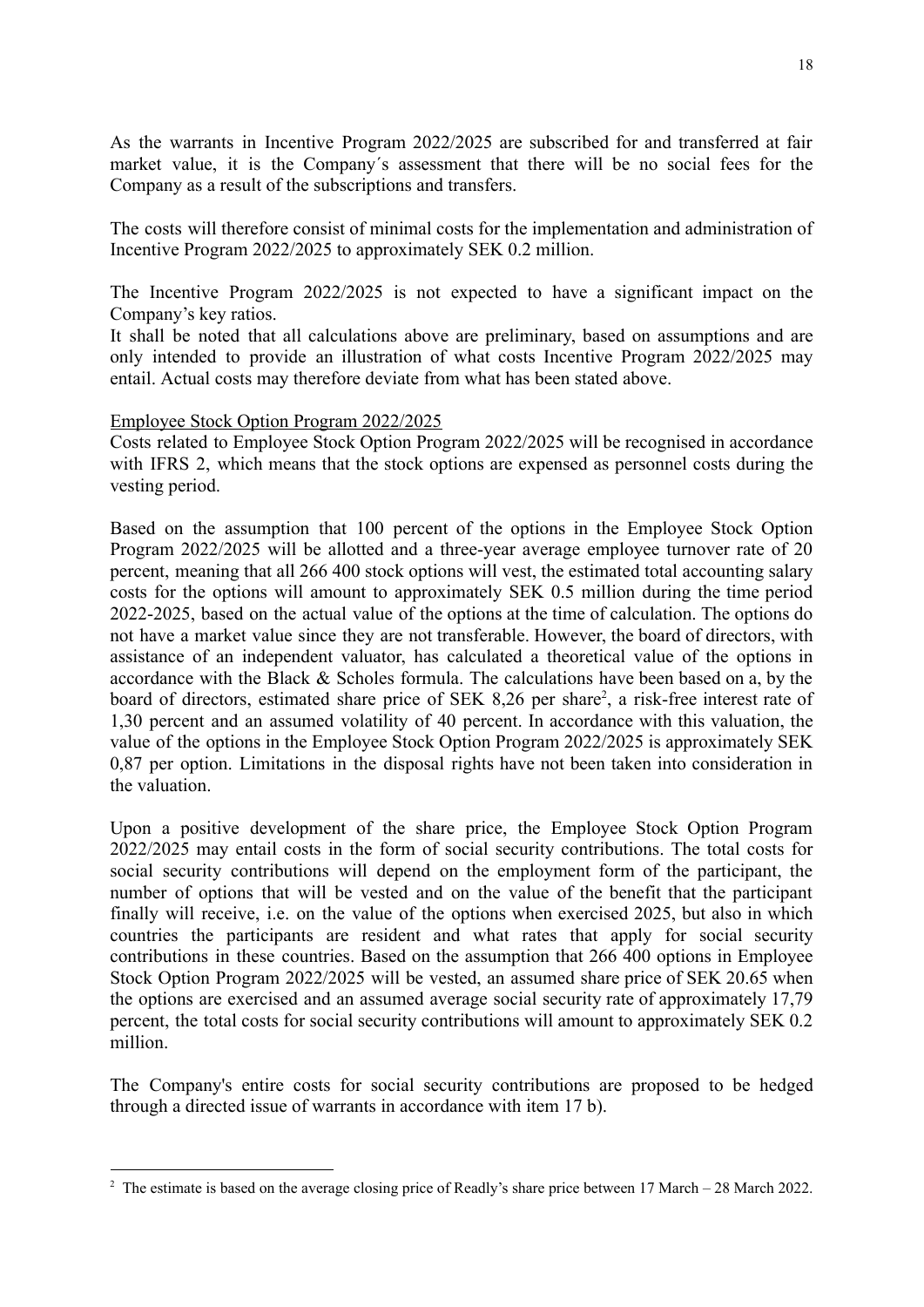As the warrants in Incentive Program 2022/2025 are subscribed for and transferred at fair market value, it is the Company´s assessment that there will be no social fees for the Company as a result of the subscriptions and transfers.

The costs will therefore consist of minimal costs for the implementation and administration of Incentive Program 2022/2025 to approximately SEK 0.2 million.

The Incentive Program 2022/2025 is not expected to have a significant impact on the Company's key ratios.
It shall be noted that all calculations above are preliminary, based on assumptions and are only intended to provide an illustration of what costs Incentive Program 2022/2025 may entail. Actual costs may therefore deviate from what has been stated above.

Employee Stock Option Program 2022/2025

Costs related to Employee Stock Option Program 2022/2025 will be recognised in accordance with IFRS 2, which means that the stock options are expensed as personnel costs during the vesting period.

Based on the assumption that 100 percent of the options in the Employee Stock Option Program 2022/2025 will be allotted and a three-year average employee turnover rate of 20 percent, meaning that all 266 400 stock options will vest, the estimated total accounting salary costs for the options will amount to approximately SEK 0.5 million during the time period 2022-2025, based on the actual value of the options at the time of calculation. The options do not have a market value since they are not transferable. However, the board of directors, with assistance of an independent valuator, has calculated a theoretical value of the options in accordance with the Black & Scholes formula. The calculations have been based on a, by the board of directors, estimated share price of SEK 8,26 per share[2], a risk-free interest rate of 1,30 percent and an assumed volatility of 40 percent. In accordance with this valuation, the value of the options in the Employee Stock Option Program 2022/2025 is approximately SEK 0,87 per option. Limitations in the disposal rights have not been taken into consideration in the valuation.

Upon a positive development of the share price, the Employee Stock Option Program 2022/2025 may entail costs in the form of social security contributions. The total costs for social security contributions will depend on the employment form of the participant, the number of options that will be vested and on the value of the benefit that the participant finally will receive, i.e. on the value of the options when exercised 2025, but also in which countries the participants are resident and what rates that apply for social security contributions in these countries. Based on the assumption that 266 400 options in Employee Stock Option Program 2022/2025 will be vested, an assumed share price of SEK 20.65 when the options are exercised and an assumed average social security rate of approximately 17,79 percent, the total costs for social security contributions will amount to approximately SEK 0.2 million.

The Company's entire costs for social security contributions are proposed to be hedged through a directed issue of warrants in accordance with item 17 b).

[2] The estimate is based on the average closing price of Readly's share price between 17 March – 28 March 2022.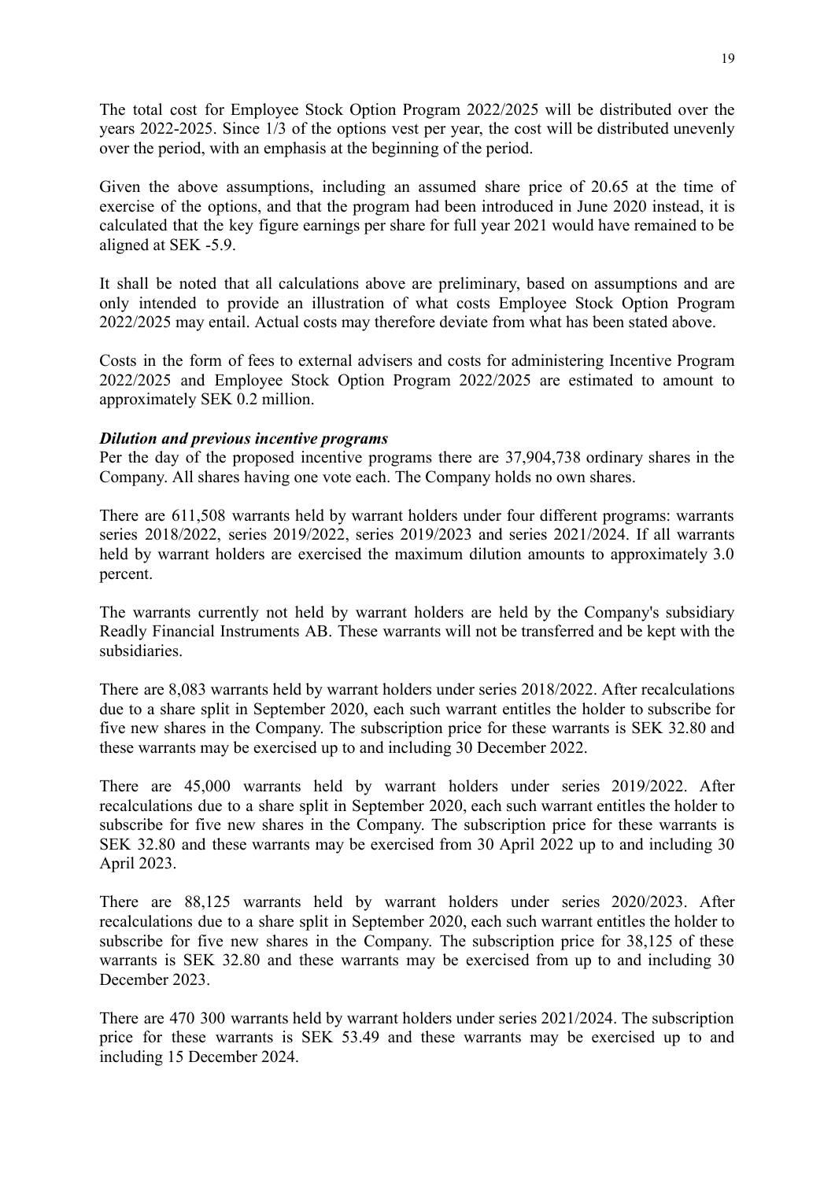The total cost for Employee Stock Option Program 2022/2025 will be distributed over the years 2022-2025. Since 1/3 of the options vest per year, the cost will be distributed unevenly over the period, with an emphasis at the beginning of the period.

Given the above assumptions, including an assumed share price of 20.65 at the time of exercise of the options, and that the program had been introduced in June 2020 instead, it is calculated that the key figure earnings per share for full year 2021 would have remained to be aligned at SEK -5.9.

It shall be noted that all calculations above are preliminary, based on assumptions and are only intended to provide an illustration of what costs Employee Stock Option Program 2022/2025 may entail. Actual costs may therefore deviate from what has been stated above.

Costs in the form of fees to external advisers and costs for administering Incentive Program 2022/2025 and Employee Stock Option Program 2022/2025 are estimated to amount to approximately SEK 0.2 million.

***Dilution and previous incentive programs***

Per the day of the proposed incentive programs there are 37,904,738 ordinary shares in the Company. All shares having one vote each. The Company holds no own shares.

There are 611,508 warrants held by warrant holders under four different programs: warrants series 2018/2022, series 2019/2022, series 2019/2023 and series 2021/2024. If all warrants held by warrant holders are exercised the maximum dilution amounts to approximately 3.0 percent.

The warrants currently not held by warrant holders are held by the Company's subsidiary Readly Financial Instruments AB. These warrants will not be transferred and be kept with the subsidiaries.

There are 8,083 warrants held by warrant holders under series 2018/2022. After recalculations due to a share split in September 2020, each such warrant entitles the holder to subscribe for five new shares in the Company. The subscription price for these warrants is SEK 32.80 and these warrants may be exercised up to and including 30 December 2022.

There are 45,000 warrants held by warrant holders under series 2019/2022. After recalculations due to a share split in September 2020, each such warrant entitles the holder to subscribe for five new shares in the Company. The subscription price for these warrants is SEK 32.80 and these warrants may be exercised from 30 April 2022 up to and including 30 April 2023.

There are 88,125 warrants held by warrant holders under series 2020/2023. After recalculations due to a share split in September 2020, each such warrant entitles the holder to subscribe for five new shares in the Company. The subscription price for 38,125 of these warrants is SEK 32.80 and these warrants may be exercised from up to and including 30 December 2023.

There are 470 300 warrants held by warrant holders under series 2021/2024. The subscription price for these warrants is SEK 53.49 and these warrants may be exercised up to and including 15 December 2024.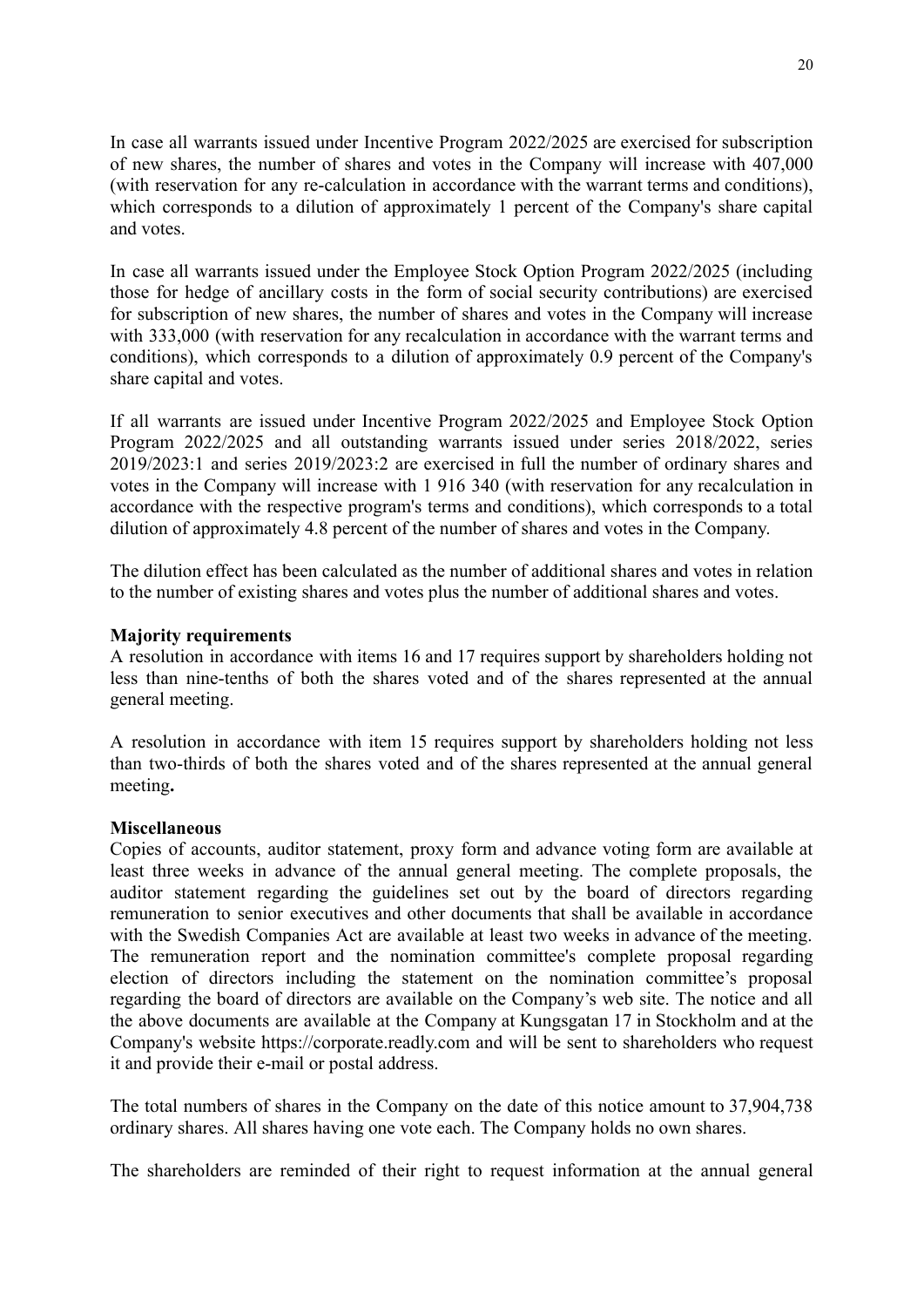In case all warrants issued under Incentive Program 2022/2025 are exercised for subscription of new shares, the number of shares and votes in the Company will increase with 407,000 (with reservation for any re-calculation in accordance with the warrant terms and conditions), which corresponds to a dilution of approximately 1 percent of the Company's share capital and votes.

In case all warrants issued under the Employee Stock Option Program 2022/2025 (including those for hedge of ancillary costs in the form of social security contributions) are exercised for subscription of new shares, the number of shares and votes in the Company will increase with 333,000 (with reservation for any recalculation in accordance with the warrant terms and conditions), which corresponds to a dilution of approximately 0.9 percent of the Company's share capital and votes.

If all warrants are issued under Incentive Program 2022/2025 and Employee Stock Option Program 2022/2025 and all outstanding warrants issued under series 2018/2022, series 2019/2023:1 and series 2019/2023:2 are exercised in full the number of ordinary shares and votes in the Company will increase with 1 916 340 (with reservation for any recalculation in accordance with the respective program's terms and conditions), which corresponds to a total dilution of approximately 4.8 percent of the number of shares and votes in the Company.

The dilution effect has been calculated as the number of additional shares and votes in relation to the number of existing shares and votes plus the number of additional shares and votes.

**Majority requirements**

A resolution in accordance with items 16 and 17 requires support by shareholders holding not less than nine-tenths of both the shares voted and of the shares represented at the annual general meeting.

A resolution in accordance with item 15 requires support by shareholders holding not less than two-thirds of both the shares voted and of the shares represented at the annual general meeting**.**

**Miscellaneous**

Copies of accounts, auditor statement, proxy form and advance voting form are available at least three weeks in advance of the annual general meeting. The complete proposals, the auditor statement regarding the guidelines set out by the board of directors regarding remuneration to senior executives and other documents that shall be available in accordance with the Swedish Companies Act are available at least two weeks in advance of the meeting. The remuneration report and the nomination committee's complete proposal regarding election of directors including the statement on the nomination committee's proposal regarding the board of directors are available on the Company's web site. The notice and all the above documents are available at the Company at Kungsgatan 17 in Stockholm and at the Company's website https://corporate.readly.com and will be sent to shareholders who request it and provide their e-mail or postal address.

The total numbers of shares in the Company on the date of this notice amount to 37,904,738 ordinary shares. All shares having one vote each. The Company holds no own shares.

The shareholders are reminded of their right to request information at the annual general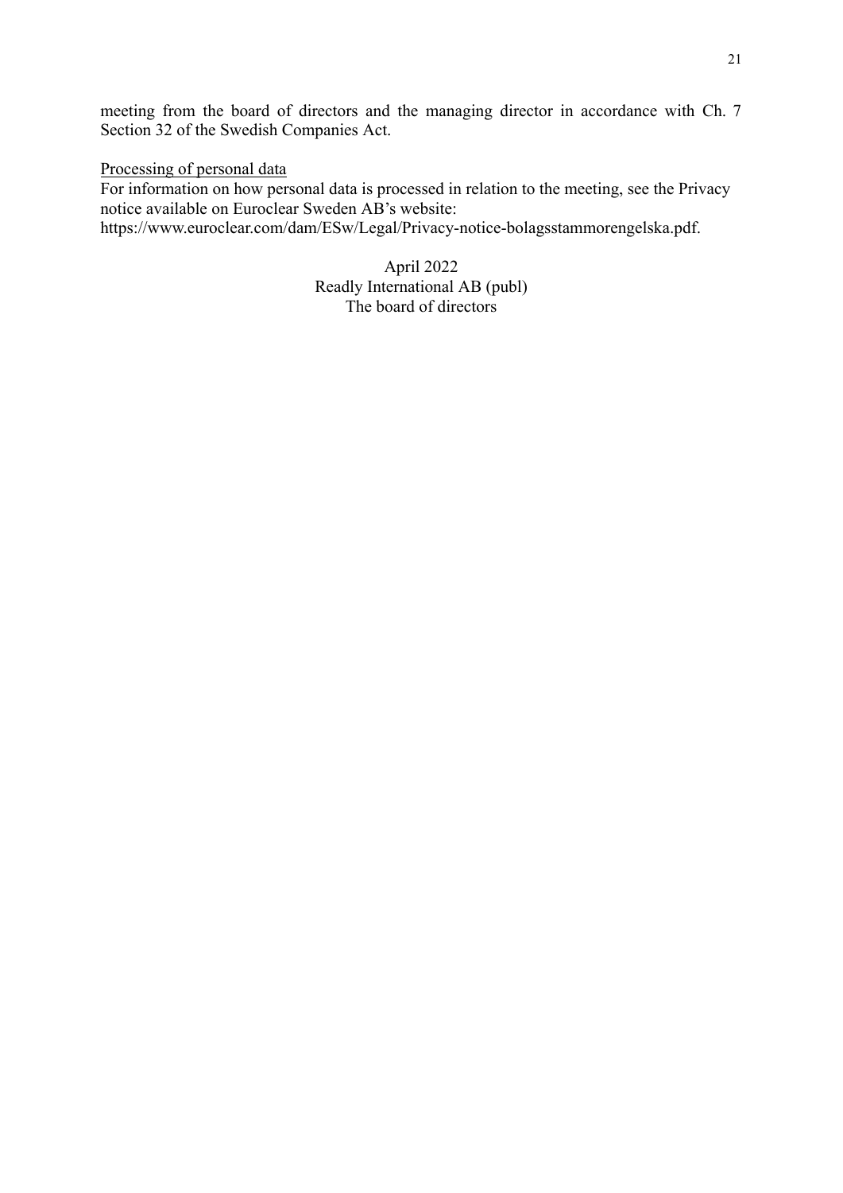meeting from the board of directors and the managing director in accordance with Ch. 7 Section 32 of the Swedish Companies Act.

Processing of personal data

For information on how personal data is processed in relation to the meeting, see the Privacy notice available on Euroclear Sweden AB's website: https://www.euroclear.com/dam/ESw/Legal/Privacy-notice-bolagsstammorengelska.pdf.

April 2022
Readly International AB (publ)
The board of directors